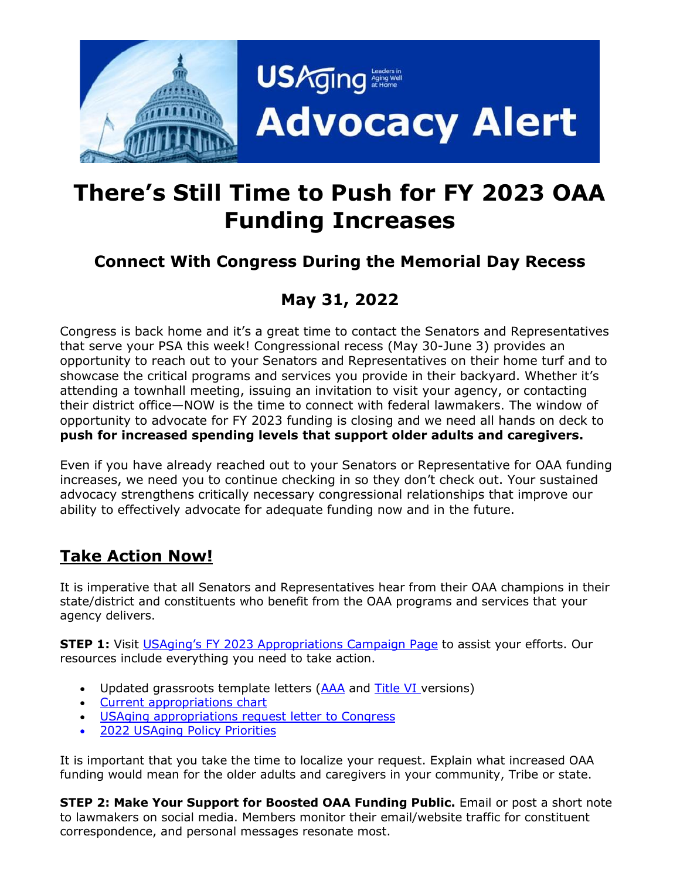USAging Leaders in Aging Well at Home

**Advocacy Alert**

# There's Still Time to Push for FY 2023 OAA Funding Increases

## Connect With Congress During the Memorial Day Recess

## May 31, 2022

Congress is back home and it's a great time to contact the Senators and Representatives that serve your PSA this week! Congressional recess (May 30-June 3) provides an opportunity to reach out to your Senators and Representatives on their home turf and to showcase the critical programs and services you provide in their backyard. Whether it's attending a townhall meeting, issuing an invitation to visit your agency, or contacting their district office—NOW is the time to connect with federal lawmakers. The window of opportunity to advocate for FY 2023 funding is closing and we need all hands on deck to **push for increased spending levels that support older adults and caregivers.**

Even if you have already reached out to your Senators or Representative for OAA funding increases, we need you to continue checking in so they don't check out. Your sustained advocacy strengthens critically necessary congressional relationships that improve our ability to effectively advocate for adequate funding now and in the future.

## Take Action Now!

It is imperative that all Senators and Representatives hear from their OAA champions in their state/district and constituents who benefit from the OAA programs and services that your agency delivers.

**STEP 1:** Visit USAging's FY 2023 Appropriations Campaign Page to assist your efforts. Our resources include everything you need to take action.

- Updated grassroots template letters (AAA and Title VI versions)
- Current appropriations chart
- USAging appropriations request letter to Congress
- 2022 USAging Policy Priorities

It is important that you take the time to localize your request. Explain what increased OAA funding would mean for the older adults and caregivers in your community, Tribe or state.

**STEP 2: Make Your Support for Boosted OAA Funding Public.** Email or post a short note to lawmakers on social media. Members monitor their email/website traffic for constituent correspondence, and personal messages resonate most.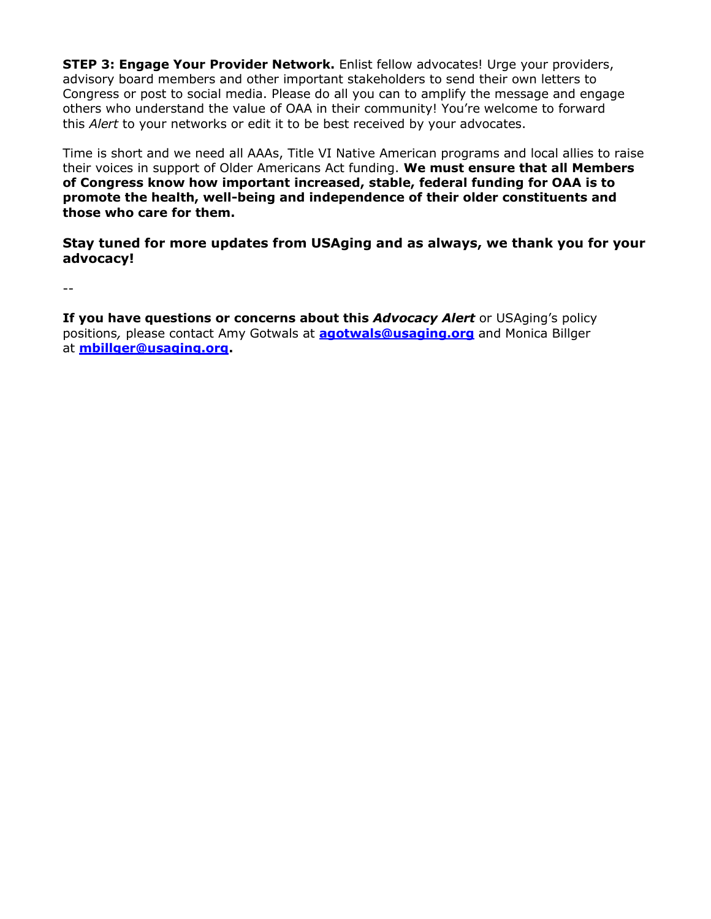**STEP 3: Engage Your Provider Network.** Enlist fellow advocates! Urge your providers, advisory board members and other important stakeholders to send their own letters to Congress or post to social media. Please do all you can to amplify the message and engage others who understand the value of OAA in their community! You're welcome to forward this *Alert* to your networks or edit it to be best received by your advocates.

Time is short and we need all AAAs, Title VI Native American programs and local allies to raise their voices in support of Older Americans Act funding. **We must ensure that all Members of Congress know how important increased, stable, federal funding for OAA is to promote the health, well-being and independence of their older constituents and those who care for them.**

**Stay tuned for more updates from USAging and as always, we thank you for your advocacy!**

--

**If you have questions or concerns about this *Advocacy Alert*** or USAging's policy positions, please contact Amy Gotwals at **[agotwals@usaging.org](mailto:agotwals@usaging.org)** and Monica Billger at **[mbillger@usaging.org](mailto:mbillger@usaging.org).**